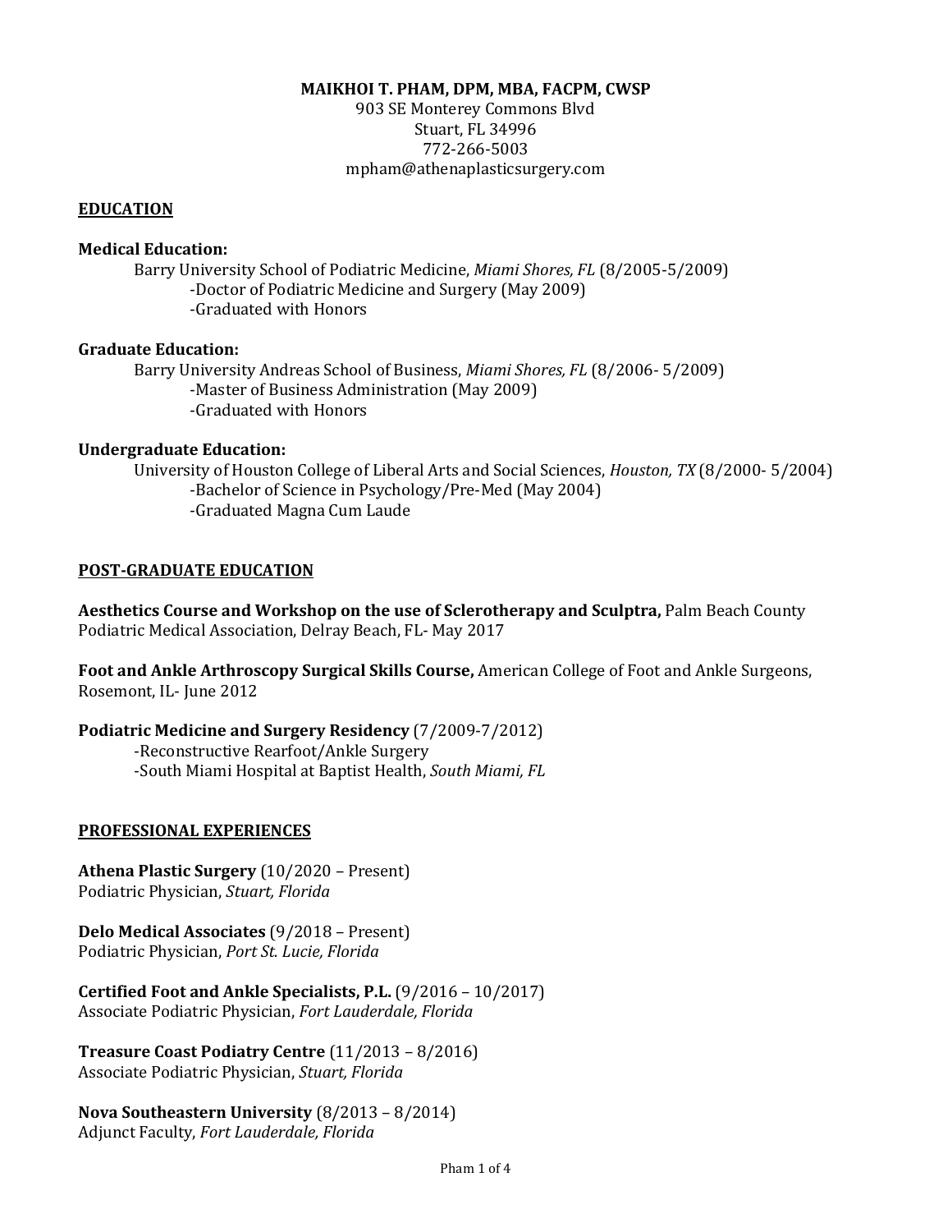**MAIKHOI T. PHAM, DPM, MBA, FACPM, CWSP**
903 SE Monterey Commons Blvd
Stuart, FL 34996
772-266-5003
mpham@athenaplasticsurgery.com

## EDUCATION

**Medical Education:**

Barry University School of Podiatric Medicine, *Miami Shores, FL* (8/2005-5/2009)
- Doctor of Podiatric Medicine and Surgery (May 2009)
- Graduated with Honors

**Graduate Education:**

Barry University Andreas School of Business, *Miami Shores, FL* (8/2006- 5/2009)
- Master of Business Administration (May 2009)
- Graduated with Honors

**Undergraduate Education:**

University of Houston College of Liberal Arts and Social Sciences, *Houston, TX* (8/2000- 5/2004)
- Bachelor of Science in Psychology/Pre-Med (May 2004)
- Graduated Magna Cum Laude

## POST-GRADUATE EDUCATION

**Aesthetics Course and Workshop on the use of Sclerotherapy and Sculptra,** Palm Beach County Podiatric Medical Association, Delray Beach, FL- May 2017

**Foot and Ankle Arthroscopy Surgical Skills Course,** American College of Foot and Ankle Surgeons, Rosemont, IL- June 2012

**Podiatric Medicine and Surgery Residency** (7/2009-7/2012)
- Reconstructive Rearfoot/Ankle Surgery
- South Miami Hospital at Baptist Health, *South Miami, FL*

## PROFESSIONAL EXPERIENCES

**Athena Plastic Surgery** (10/2020 – Present)
Podiatric Physician, *Stuart, Florida*

**Delo Medical Associates** (9/2018 – Present)
Podiatric Physician, *Port St. Lucie, Florida*

**Certified Foot and Ankle Specialists, P.L.** (9/2016 – 10/2017)
Associate Podiatric Physician, *Fort Lauderdale, Florida*

**Treasure Coast Podiatry Centre** (11/2013 – 8/2016)
Associate Podiatric Physician, *Stuart, Florida*

**Nova Southeastern University** (8/2013 – 8/2014)
Adjunct Faculty, *Fort Lauderdale, Florida*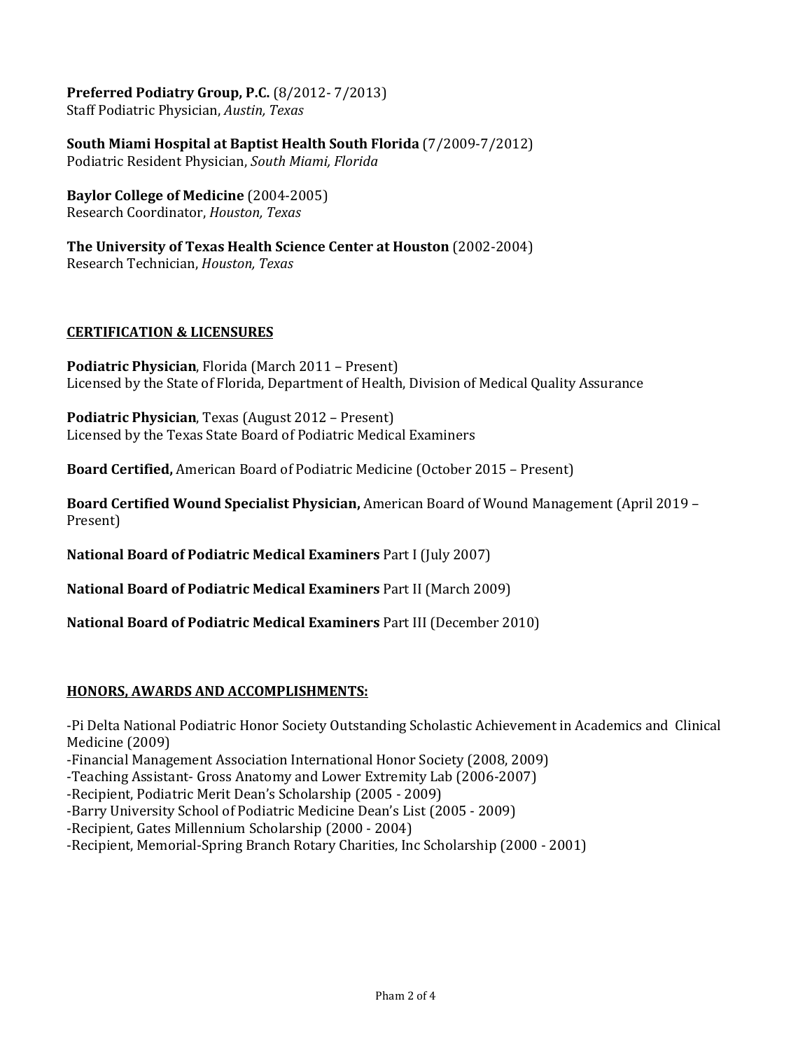**Preferred Podiatry Group, P.C.** (8/2012- 7/2013)
Staff Podiatric Physician, *Austin, Texas*

**South Miami Hospital at Baptist Health South Florida** (7/2009-7/2012)
Podiatric Resident Physician, *South Miami, Florida*

**Baylor College of Medicine** (2004-2005)
Research Coordinator, *Houston, Texas*

**The University of Texas Health Science Center at Houston** (2002-2004)
Research Technician, *Houston, Texas*

## CERTIFICATION & LICENSURES

**Podiatric Physician**, Florida (March 2011 – Present)
Licensed by the State of Florida, Department of Health, Division of Medical Quality Assurance

**Podiatric Physician**, Texas (August 2012 – Present)
Licensed by the Texas State Board of Podiatric Medical Examiners

**Board Certified,** American Board of Podiatric Medicine (October 2015 – Present)

**Board Certified Wound Specialist Physician,** American Board of Wound Management (April 2019 – Present)

**National Board of Podiatric Medical Examiners** Part I (July 2007)

**National Board of Podiatric Medical Examiners** Part II (March 2009)

**National Board of Podiatric Medical Examiners** Part III (December 2010)

## HONORS, AWARDS AND ACCOMPLISHMENTS:

-Pi Delta National Podiatric Honor Society Outstanding Scholastic Achievement in Academics and Clinical Medicine (2009)
-Financial Management Association International Honor Society (2008, 2009)
-Teaching Assistant- Gross Anatomy and Lower Extremity Lab (2006-2007)
-Recipient, Podiatric Merit Dean's Scholarship (2005 - 2009)
-Barry University School of Podiatric Medicine Dean's List (2005 - 2009)
-Recipient, Gates Millennium Scholarship (2000 - 2004)
-Recipient, Memorial-Spring Branch Rotary Charities, Inc Scholarship (2000 - 2001)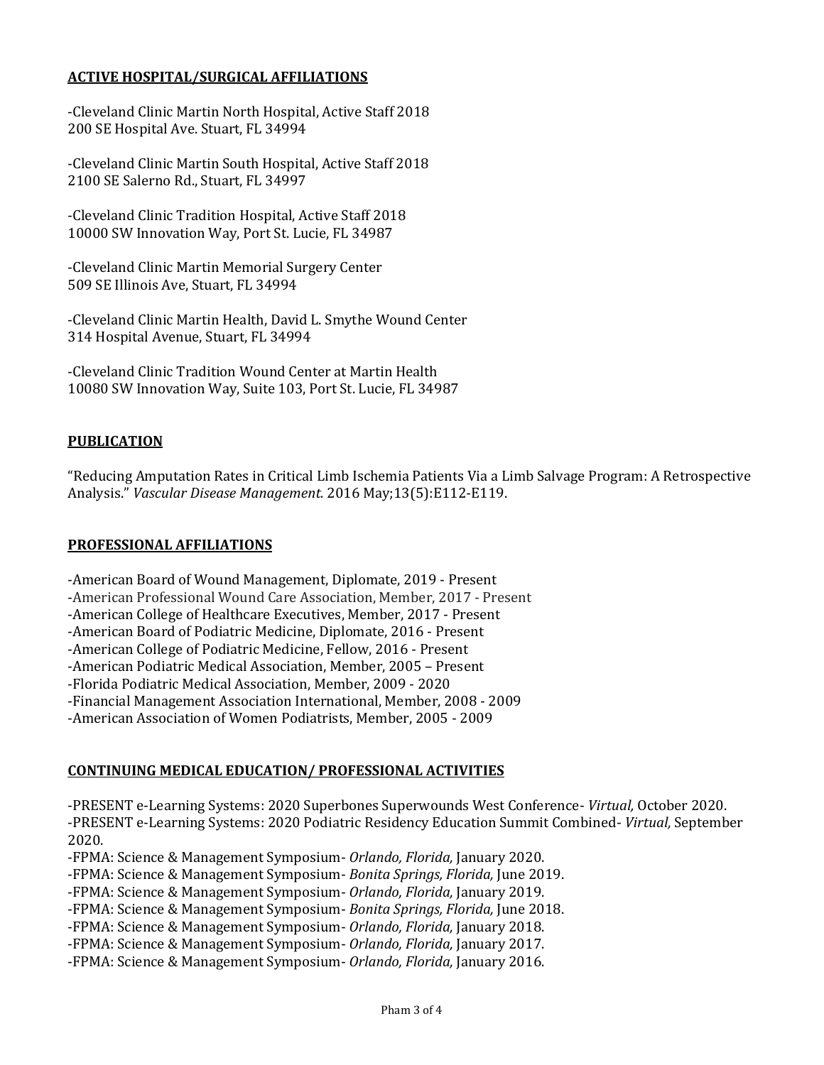## ACTIVE HOSPITAL/SURGICAL AFFILIATIONS

-Cleveland Clinic Martin North Hospital, Active Staff 2018
200 SE Hospital Ave. Stuart, FL 34994

-Cleveland Clinic Martin South Hospital, Active Staff 2018
2100 SE Salerno Rd., Stuart, FL 34997

-Cleveland Clinic Tradition Hospital, Active Staff 2018
10000 SW Innovation Way, Port St. Lucie, FL 34987

-Cleveland Clinic Martin Memorial Surgery Center
509 SE Illinois Ave, Stuart, FL 34994

-Cleveland Clinic Martin Health, David L. Smythe Wound Center
314 Hospital Avenue, Stuart, FL 34994

-Cleveland Clinic Tradition Wound Center at Martin Health
10080 SW Innovation Way, Suite 103, Port St. Lucie, FL 34987

## PUBLICATION

"Reducing Amputation Rates in Critical Limb Ischemia Patients Via a Limb Salvage Program: A Retrospective Analysis." *Vascular Disease Management.* 2016 May;13(5):E112-E119.

## PROFESSIONAL AFFILIATIONS

-American Board of Wound Management, Diplomate, 2019 - Present
-American Professional Wound Care Association, Member, 2017 - Present
-American College of Healthcare Executives, Member, 2017 - Present
-American Board of Podiatric Medicine, Diplomate, 2016 - Present
-American College of Podiatric Medicine, Fellow, 2016 - Present
-American Podiatric Medical Association, Member, 2005 – Present
-Florida Podiatric Medical Association, Member, 2009 - 2020
-Financial Management Association International, Member, 2008 - 2009
-American Association of Women Podiatrists, Member, 2005 - 2009

## CONTINUING MEDICAL EDUCATION/ PROFESSIONAL ACTIVITIES

-PRESENT e-Learning Systems: 2020 Superbones Superwounds West Conference- *Virtual,* October 2020.
-PRESENT e-Learning Systems: 2020 Podiatric Residency Education Summit Combined- *Virtual,* September 2020.
-FPMA: Science & Management Symposium- *Orlando, Florida,* January 2020.
-FPMA: Science & Management Symposium- *Bonita Springs, Florida,* June 2019.
-FPMA: Science & Management Symposium- *Orlando, Florida,* January 2019.
-FPMA: Science & Management Symposium- *Bonita Springs, Florida,* June 2018.
-FPMA: Science & Management Symposium- *Orlando, Florida,* January 2018.
-FPMA: Science & Management Symposium- *Orlando, Florida,* January 2017.
-FPMA: Science & Management Symposium- *Orlando, Florida,* January 2016.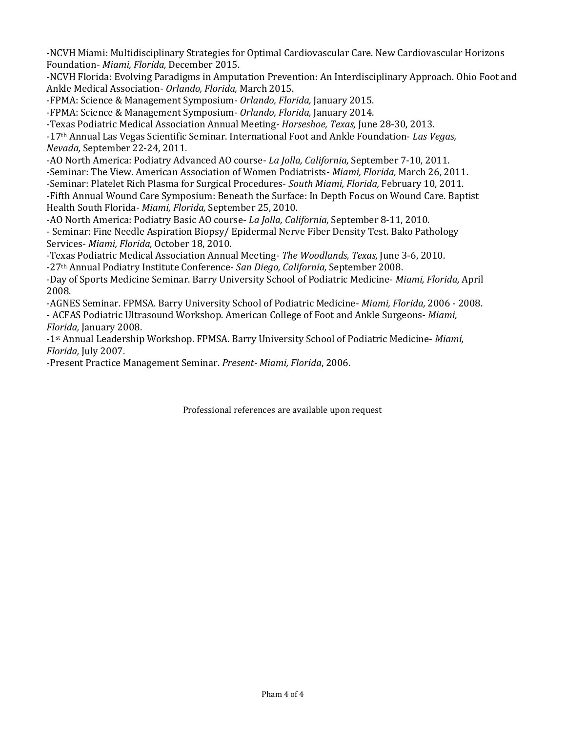-NCVH Miami: Multidisciplinary Strategies for Optimal Cardiovascular Care. New Cardiovascular Horizons Foundation- *Miami, Florida,* December 2015.
-NCVH Florida: Evolving Paradigms in Amputation Prevention: An Interdisciplinary Approach. Ohio Foot and Ankle Medical Association- *Orlando, Florida,* March 2015.
-FPMA: Science & Management Symposium- *Orlando, Florida,* January 2015.
-FPMA: Science & Management Symposium- *Orlando, Florida,* January 2014.
-Texas Podiatric Medical Association Annual Meeting- *Horseshoe, Texas,* June 28-30, 2013.
-17th Annual Las Vegas Scientific Seminar. International Foot and Ankle Foundation- *Las Vegas, Nevada,* September 22-24, 2011.
-AO North America: Podiatry Advanced AO course- *La Jolla, California,* September 7-10, 2011.
-Seminar: The View. American Association of Women Podiatrists- *Miami, Florida,* March 26, 2011.
-Seminar: Platelet Rich Plasma for Surgical Procedures- *South Miami, Florida,* February 10, 2011.
-Fifth Annual Wound Care Symposium: Beneath the Surface: In Depth Focus on Wound Care. Baptist Health South Florida- *Miami, Florida,* September 25, 2010.
-AO North America: Podiatry Basic AO course- *La Jolla, California,* September 8-11, 2010.
- Seminar: Fine Needle Aspiration Biopsy/ Epidermal Nerve Fiber Density Test. Bako Pathology Services- *Miami, Florida*, October 18, 2010.
-Texas Podiatric Medical Association Annual Meeting- *The Woodlands, Texas,* June 3-6, 2010.
-27th Annual Podiatry Institute Conference- *San Diego, California,* September 2008.
-Day of Sports Medicine Seminar. Barry University School of Podiatric Medicine- *Miami, Florida,* April 2008.
-AGNES Seminar. FPMSA. Barry University School of Podiatric Medicine- *Miami, Florida,* 2006 - 2008.
- ACFAS Podiatric Ultrasound Workshop. American College of Foot and Ankle Surgeons- *Miami, Florida,* January 2008.
-1st Annual Leadership Workshop. FPMSA. Barry University School of Podiatric Medicine- *Miami, Florida,* July 2007.
-Present Practice Management Seminar. *Present- Miami, Florida*, 2006.

Professional references are available upon request